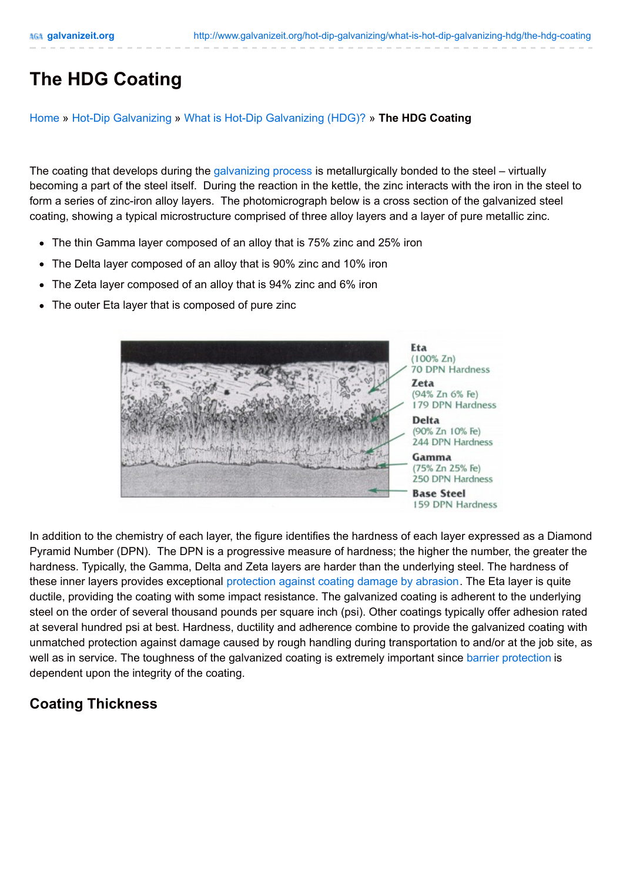# The HDG Coating

Home » Hot-Dip Galvanizing » What is Hot-Dip Galvanizing (HDG)? » **The HDG Coating**

The coating that develops during the galvanizing process is metallurgically bonded to the steel – virtually becoming a part of the steel itself. During the reaction in the kettle, the zinc interacts with the iron in the steel to form a series of zinc-iron alloy layers. The photomicrograph below is a cross section of the galvanized steel coating, showing a typical microstructure comprised of three alloy layers and a layer of pure metallic zinc.

- The thin Gamma layer composed of an alloy that is 75% zinc and 25% iron
- The Delta layer composed of an alloy that is 90% zinc and 10% iron
- The Zeta layer composed of an alloy that is 94% zinc and 6% iron
- The outer Eta layer that is composed of pure zinc

**Eta**
(100% Zn)
70 DPN Hardness

**Zeta**
(94% Zn 6% Fe)
179 DPN Hardness

**Delta**
(90% Zn 10% Fe)
244 DPN Hardness

**Gamma**
(75% Zn 25% Fe)
250 DPN Hardness

**Base Steel**
159 DPN Hardness

In addition to the chemistry of each layer, the figure identifies the hardness of each layer expressed as a Diamond Pyramid Number (DPN). The DPN is a progressive measure of hardness; the higher the number, the greater the hardness. Typically, the Gamma, Delta and Zeta layers are harder than the underlying steel. The hardness of these inner layers provides exceptional protection against coating damage by abrasion. The Eta layer is quite ductile, providing the coating with some impact resistance. The galvanized coating is adherent to the underlying steel on the order of several thousand pounds per square inch (psi). Other coatings typically offer adhesion rated at several hundred psi at best. Hardness, ductility and adherence combine to provide the galvanized coating with unmatched protection against damage caused by rough handling during transportation to and/or at the job site, as well as in service. The toughness of the galvanized coating is extremely important since barrier protection is dependent upon the integrity of the coating.

## Coating Thickness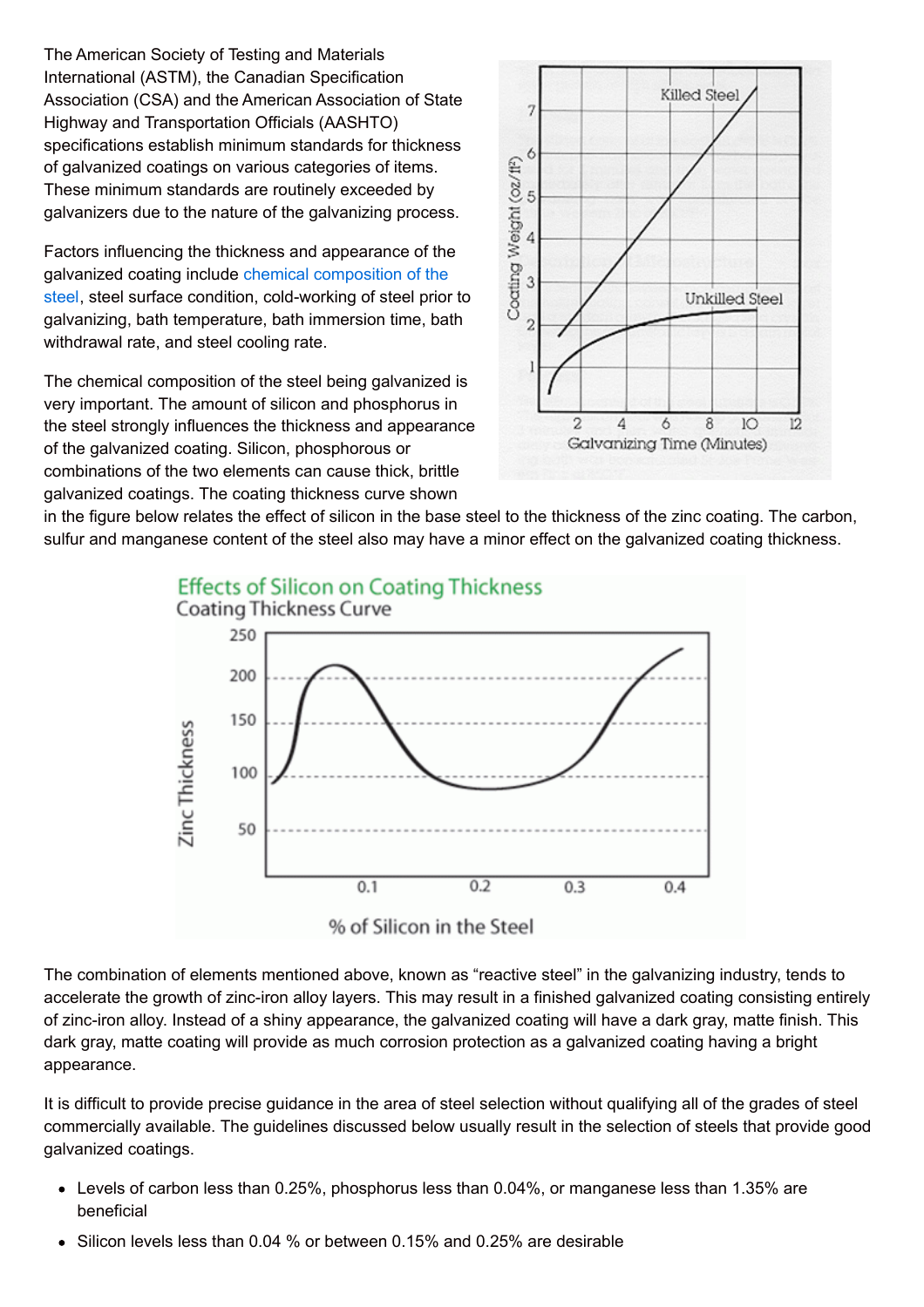The American Society of Testing and Materials International (ASTM), the Canadian Specification Association (CSA) and the American Association of State Highway and Transportation Officials (AASHTO) specifications establish minimum standards for thickness of galvanized coatings on various categories of items. These minimum standards are routinely exceeded by galvanizers due to the nature of the galvanizing process.

Factors influencing the thickness and appearance of the galvanized coating include chemical composition of the steel, steel surface condition, cold-working of steel prior to galvanizing, bath temperature, bath immersion time, bath withdrawal rate, and steel cooling rate.

The chemical composition of the steel being galvanized is very important. The amount of silicon and phosphorus in the steel strongly influences the thickness and appearance of the galvanized coating. Silicon, phosphorous or combinations of the two elements can cause thick, brittle galvanized coatings. The coating thickness curve shown in the figure below relates the effect of silicon in the base steel to the thickness of the zinc coating. The carbon, sulfur and manganese content of the steel also may have a minor effect on the galvanized coating thickness.

The combination of elements mentioned above, known as "reactive steel" in the galvanizing industry, tends to accelerate the growth of zinc-iron alloy layers. This may result in a finished galvanized coating consisting entirely of zinc-iron alloy. Instead of a shiny appearance, the galvanized coating will have a dark gray, matte finish. This dark gray, matte coating will provide as much corrosion protection as a galvanized coating having a bright appearance.

It is difficult to provide precise guidance in the area of steel selection without qualifying all of the grades of steel commercially available. The guidelines discussed below usually result in the selection of steels that provide good galvanized coatings.

- Levels of carbon less than 0.25%, phosphorus less than 0.04%, or manganese less than 1.35% are beneficial
- Silicon levels less than 0.04 % or between 0.15% and 0.25% are desirable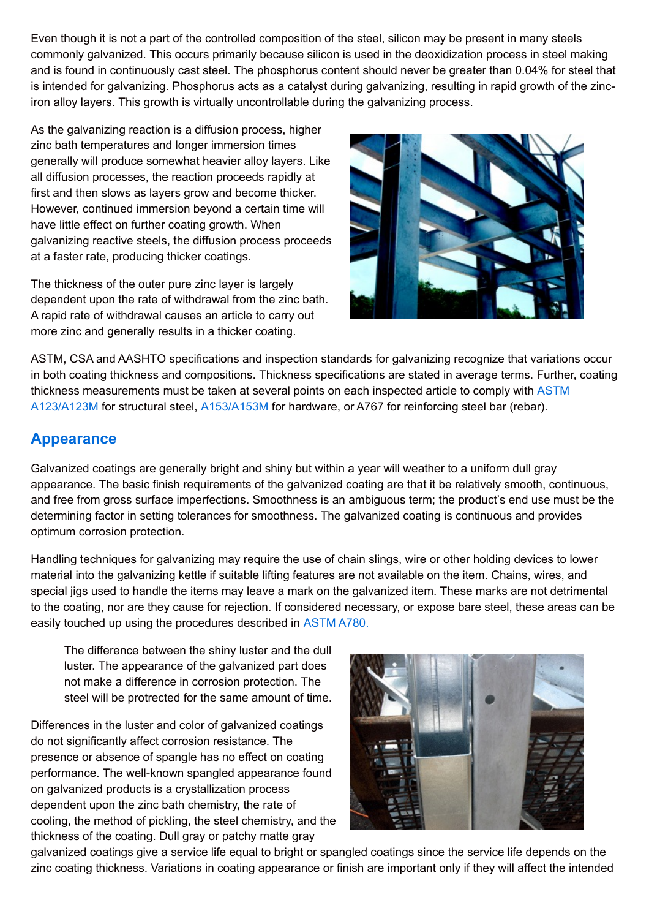Even though it is not a part of the controlled composition of the steel, silicon may be present in many steels commonly galvanized. This occurs primarily because silicon is used in the deoxidization process in steel making and is found in continuously cast steel. The phosphorus content should never be greater than 0.04% for steel that is intended for galvanizing. Phosphorus acts as a catalyst during galvanizing, resulting in rapid growth of the zinc-iron alloy layers. This growth is virtually uncontrollable during the galvanizing process.

As the galvanizing reaction is a diffusion process, higher zinc bath temperatures and longer immersion times generally will produce somewhat heavier alloy layers. Like all diffusion processes, the reaction proceeds rapidly at first and then slows as layers grow and become thicker. However, continued immersion beyond a certain time will have little effect on further coating growth. When galvanizing reactive steels, the diffusion process proceeds at a faster rate, producing thicker coatings.

The thickness of the outer pure zinc layer is largely dependent upon the rate of withdrawal from the zinc bath. A rapid rate of withdrawal causes an article to carry out more zinc and generally results in a thicker coating.

ASTM, CSA and AASHTO specifications and inspection standards for galvanizing recognize that variations occur in both coating thickness and compositions. Thickness specifications are stated in average terms. Further, coating thickness measurements must be taken at several points on each inspected article to comply with ASTM A123/A123M for structural steel, A153/A153M for hardware, or A767 for reinforcing steel bar (rebar).

## Appearance

Galvanized coatings are generally bright and shiny but within a year will weather to a uniform dull gray appearance. The basic finish requirements of the galvanized coating are that it be relatively smooth, continuous, and free from gross surface imperfections. Smoothness is an ambiguous term; the product's end use must be the determining factor in setting tolerances for smoothness. The galvanized coating is continuous and provides optimum corrosion protection.

Handling techniques for galvanizing may require the use of chain slings, wire or other holding devices to lower material into the galvanizing kettle if suitable lifting features are not available on the item. Chains, wires, and special jigs used to handle the items may leave a mark on the galvanized item. These marks are not detrimental to the coating, nor are they cause for rejection. If considered necessary, or expose bare steel, these areas can be easily touched up using the procedures described in ASTM A780.

The difference between the shiny luster and the dull luster. The appearance of the galvanized part does not make a difference in corrosion protection. The steel will be protected for the same amount of time.

Differences in the luster and color of galvanized coatings do not significantly affect corrosion resistance. The presence or absence of spangle has no effect on coating performance. The well-known spangled appearance found on galvanized products is a crystallization process dependent upon the zinc bath chemistry, the rate of cooling, the method of pickling, the steel chemistry, and the thickness of the coating. Dull gray or patchy matte gray galvanized coatings give a service life equal to bright or spangled coatings since the service life depends on the zinc coating thickness. Variations in coating appearance or finish are important only if they will affect the intended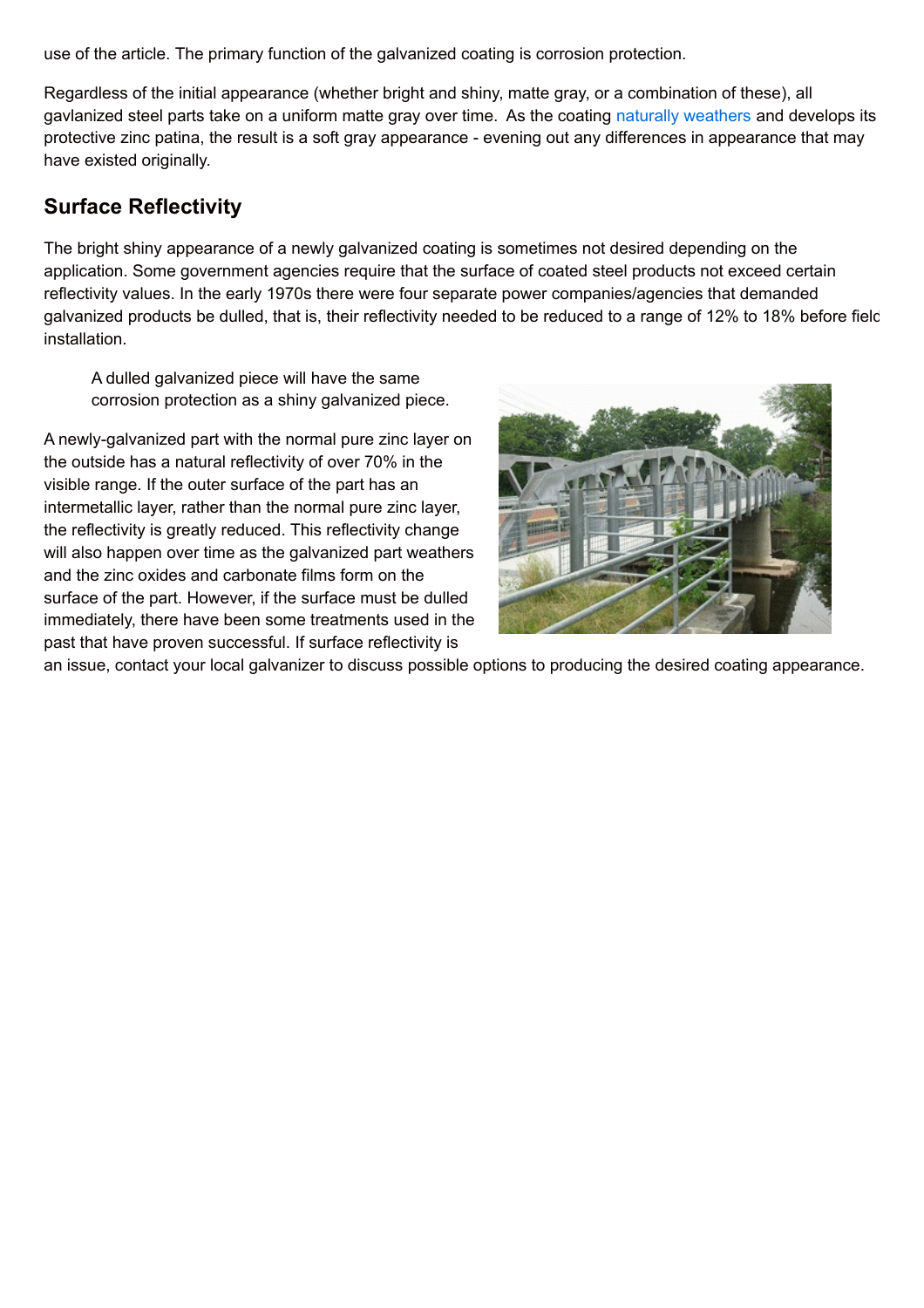use of the article. The primary function of the galvanized coating is corrosion protection.

Regardless of the initial appearance (whether bright and shiny, matte gray, or a combination of these), all gavlanized steel parts take on a uniform matte gray over time. As the coating naturally weathers and develops its protective zinc patina, the result is a soft gray appearance - evening out any differences in appearance that may have existed originally.

## Surface Reflectivity

The bright shiny appearance of a newly galvanized coating is sometimes not desired depending on the application. Some government agencies require that the surface of coated steel products not exceed certain reflectivity values. In the early 1970s there were four separate power companies/agencies that demanded galvanized products be dulled, that is, their reflectivity needed to be reduced to a range of 12% to 18% before field installation.

> A dulled galvanized piece will have the same corrosion protection as a shiny galvanized piece.

A newly-galvanized part with the normal pure zinc layer on the outside has a natural reflectivity of over 70% in the visible range. If the outer surface of the part has an intermetallic layer, rather than the normal pure zinc layer, the reflectivity is greatly reduced. This reflectivity change will also happen over time as the galvanized part weathers and the zinc oxides and carbonate films form on the surface of the part. However, if the surface must be dulled immediately, there have been some treatments used in the past that have proven successful. If surface reflectivity is an issue, contact your local galvanizer to discuss possible options to producing the desired coating appearance.